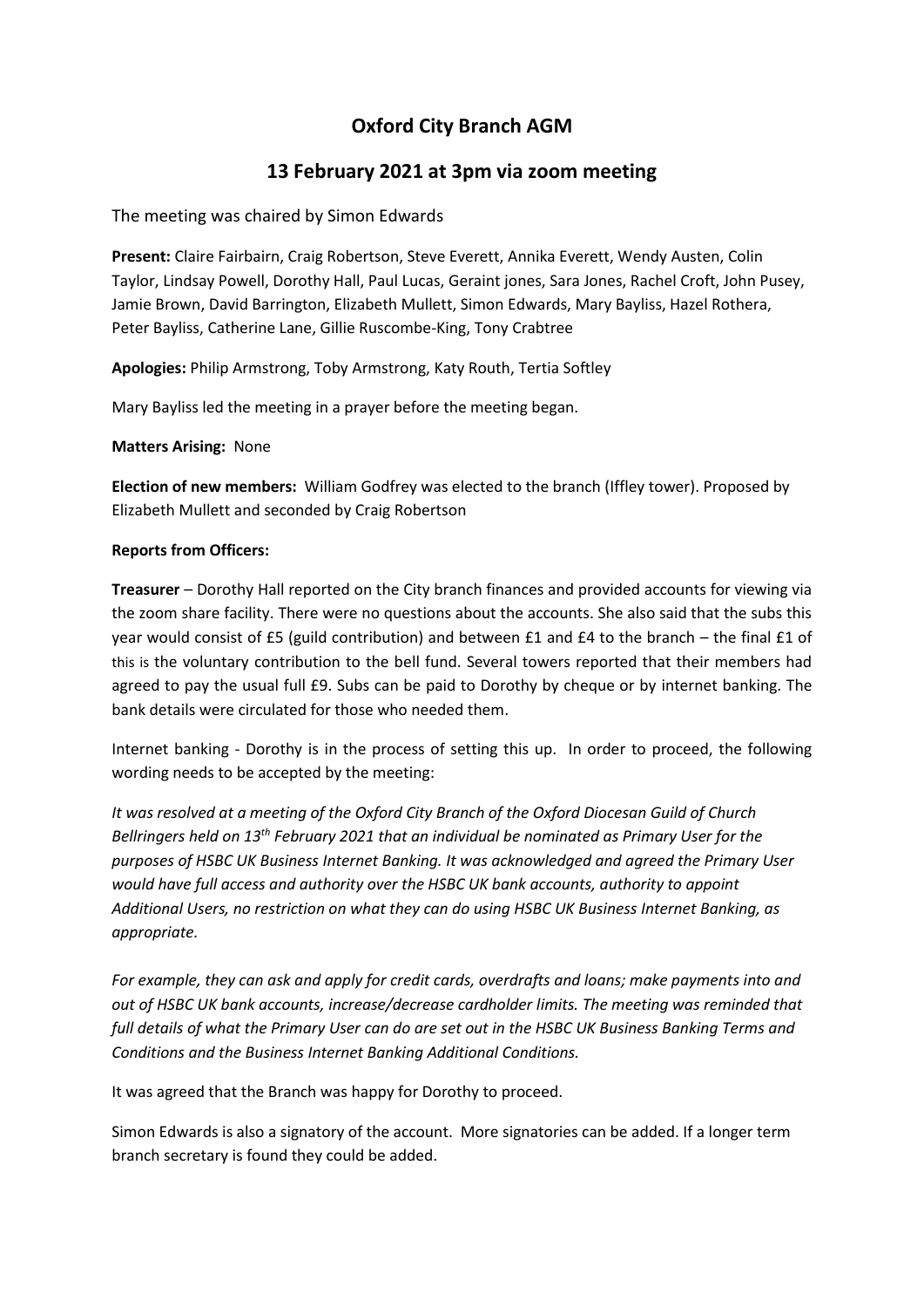# Oxford City Branch AGM

## 13 February 2021 at 3pm via zoom meeting

The meeting was chaired by Simon Edwards

**Present:** Claire Fairbairn, Craig Robertson, Steve Everett, Annika Everett, Wendy Austen, Colin Taylor, Lindsay Powell, Dorothy Hall, Paul Lucas, Geraint jones, Sara Jones, Rachel Croft, John Pusey, Jamie Brown, David Barrington, Elizabeth Mullett, Simon Edwards, Mary Bayliss, Hazel Rothera, Peter Bayliss, Catherine Lane, Gillie Ruscombe-King, Tony Crabtree

**Apologies:** Philip Armstrong, Toby Armstrong, Katy Routh, Tertia Softley

Mary Bayliss led the meeting in a prayer before the meeting began.

**Matters Arising:** None

**Election of new members:** William Godfrey was elected to the branch (Iffley tower). Proposed by Elizabeth Mullett and seconded by Craig Robertson

**Reports from Officers:**

**Treasurer** – Dorothy Hall reported on the City branch finances and provided accounts for viewing via the zoom share facility. There were no questions about the accounts. She also said that the subs this year would consist of £5 (guild contribution) and between £1 and £4 to the branch – the final £1 of this is the voluntary contribution to the bell fund. Several towers reported that their members had agreed to pay the usual full £9. Subs can be paid to Dorothy by cheque or by internet banking. The bank details were circulated for those who needed them.

Internet banking - Dorothy is in the process of setting this up. In order to proceed, the following wording needs to be accepted by the meeting:

*It was resolved at a meeting of the Oxford City Branch of the Oxford Diocesan Guild of Church Bellringers held on 13th February 2021 that an individual be nominated as Primary User for the purposes of HSBC UK Business Internet Banking. It was acknowledged and agreed the Primary User would have full access and authority over the HSBC UK bank accounts, authority to appoint Additional Users, no restriction on what they can do using HSBC UK Business Internet Banking, as appropriate.*

*For example, they can ask and apply for credit cards, overdrafts and loans; make payments into and out of HSBC UK bank accounts, increase/decrease cardholder limits. The meeting was reminded that full details of what the Primary User can do are set out in the HSBC UK Business Banking Terms and Conditions and the Business Internet Banking Additional Conditions.*

It was agreed that the Branch was happy for Dorothy to proceed.

Simon Edwards is also a signatory of the account. More signatories can be added. If a longer term branch secretary is found they could be added.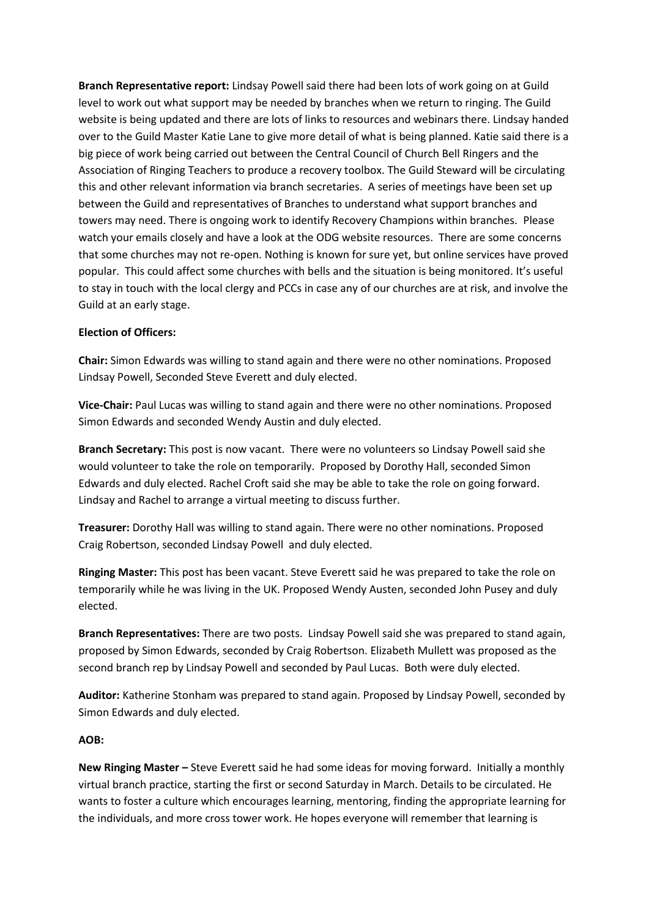**Branch Representative report:** Lindsay Powell said there had been lots of work going on at Guild level to work out what support may be needed by branches when we return to ringing. The Guild website is being updated and there are lots of links to resources and webinars there. Lindsay handed over to the Guild Master Katie Lane to give more detail of what is being planned. Katie said there is a big piece of work being carried out between the Central Council of Church Bell Ringers and the Association of Ringing Teachers to produce a recovery toolbox. The Guild Steward will be circulating this and other relevant information via branch secretaries. A series of meetings have been set up between the Guild and representatives of Branches to understand what support branches and towers may need. There is ongoing work to identify Recovery Champions within branches. Please watch your emails closely and have a look at the ODG website resources. There are some concerns that some churches may not re-open. Nothing is known for sure yet, but online services have proved popular. This could affect some churches with bells and the situation is being monitored. It's useful to stay in touch with the local clergy and PCCs in case any of our churches are at risk, and involve the Guild at an early stage.

**Election of Officers:**

**Chair:** Simon Edwards was willing to stand again and there were no other nominations. Proposed Lindsay Powell, Seconded Steve Everett and duly elected.

**Vice-Chair:** Paul Lucas was willing to stand again and there were no other nominations. Proposed Simon Edwards and seconded Wendy Austin and duly elected.

**Branch Secretary:** This post is now vacant. There were no volunteers so Lindsay Powell said she would volunteer to take the role on temporarily. Proposed by Dorothy Hall, seconded Simon Edwards and duly elected. Rachel Croft said she may be able to take the role on going forward. Lindsay and Rachel to arrange a virtual meeting to discuss further.

**Treasurer:** Dorothy Hall was willing to stand again. There were no other nominations. Proposed Craig Robertson, seconded Lindsay Powell and duly elected.

**Ringing Master:** This post has been vacant. Steve Everett said he was prepared to take the role on temporarily while he was living in the UK. Proposed Wendy Austen, seconded John Pusey and duly elected.

**Branch Representatives:** There are two posts. Lindsay Powell said she was prepared to stand again, proposed by Simon Edwards, seconded by Craig Robertson. Elizabeth Mullett was proposed as the second branch rep by Lindsay Powell and seconded by Paul Lucas. Both were duly elected.

**Auditor:** Katherine Stonham was prepared to stand again. Proposed by Lindsay Powell, seconded by Simon Edwards and duly elected.

**AOB:**

**New Ringing Master –** Steve Everett said he had some ideas for moving forward. Initially a monthly virtual branch practice, starting the first or second Saturday in March. Details to be circulated. He wants to foster a culture which encourages learning, mentoring, finding the appropriate learning for the individuals, and more cross tower work. He hopes everyone will remember that learning is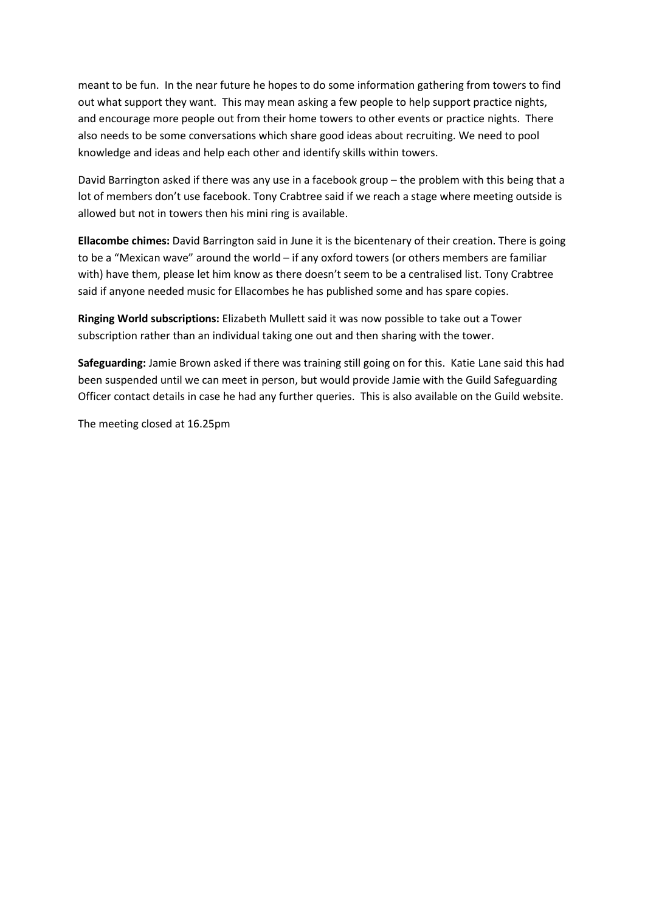meant to be fun. In the near future he hopes to do some information gathering from towers to find out what support they want. This may mean asking a few people to help support practice nights, and encourage more people out from their home towers to other events or practice nights. There also needs to be some conversations which share good ideas about recruiting. We need to pool knowledge and ideas and help each other and identify skills within towers.

David Barrington asked if there was any use in a facebook group – the problem with this being that a lot of members don't use facebook. Tony Crabtree said if we reach a stage where meeting outside is allowed but not in towers then his mini ring is available.

**Ellacombe chimes:** David Barrington said in June it is the bicentenary of their creation. There is going to be a "Mexican wave" around the world – if any oxford towers (or others members are familiar with) have them, please let him know as there doesn't seem to be a centralised list. Tony Crabtree said if anyone needed music for Ellacombes he has published some and has spare copies.

**Ringing World subscriptions:** Elizabeth Mullett said it was now possible to take out a Tower subscription rather than an individual taking one out and then sharing with the tower.

**Safeguarding:** Jamie Brown asked if there was training still going on for this. Katie Lane said this had been suspended until we can meet in person, but would provide Jamie with the Guild Safeguarding Officer contact details in case he had any further queries. This is also available on the Guild website.

The meeting closed at 16.25pm